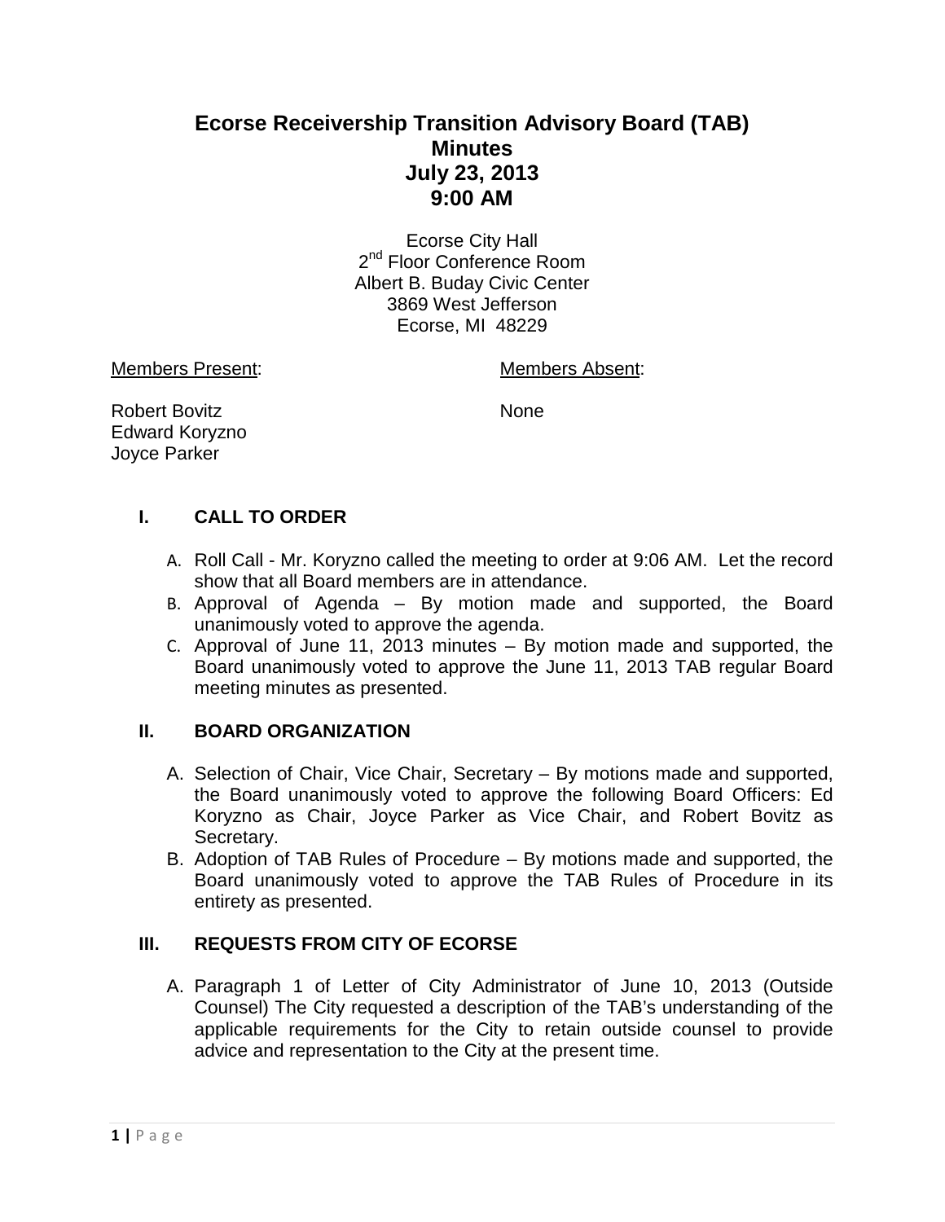# Ecorse Receivership Transition Advisory Board (TAB)
# Minutes
# July 23, 2013
# 9:00 AM

Ecorse City Hall
2nd Floor Conference Room
Albert B. Buday Civic Center
3869 West Jefferson
Ecorse, MI 48229

| Members Present: | Members Absent: |
|---|---|
| Robert Bovitz | None |
| Edward Koryzno | |
| Joyce Parker | |

## I. CALL TO ORDER

A. Roll Call - Mr. Koryzno called the meeting to order at 9:06 AM. Let the record show that all Board members are in attendance.

B. Approval of Agenda – By motion made and supported, the Board unanimously voted to approve the agenda.

C. Approval of June 11, 2013 minutes – By motion made and supported, the Board unanimously voted to approve the June 11, 2013 TAB regular Board meeting minutes as presented.

## II. BOARD ORGANIZATION

A. Selection of Chair, Vice Chair, Secretary – By motions made and supported, the Board unanimously voted to approve the following Board Officers: Ed Koryzno as Chair, Joyce Parker as Vice Chair, and Robert Bovitz as Secretary.

B. Adoption of TAB Rules of Procedure – By motions made and supported, the Board unanimously voted to approve the TAB Rules of Procedure in its entirety as presented.

## III. REQUESTS FROM CITY OF ECORSE

A. Paragraph 1 of Letter of City Administrator of June 10, 2013 (Outside Counsel) The City requested a description of the TAB's understanding of the applicable requirements for the City to retain outside counsel to provide advice and representation to the City at the present time.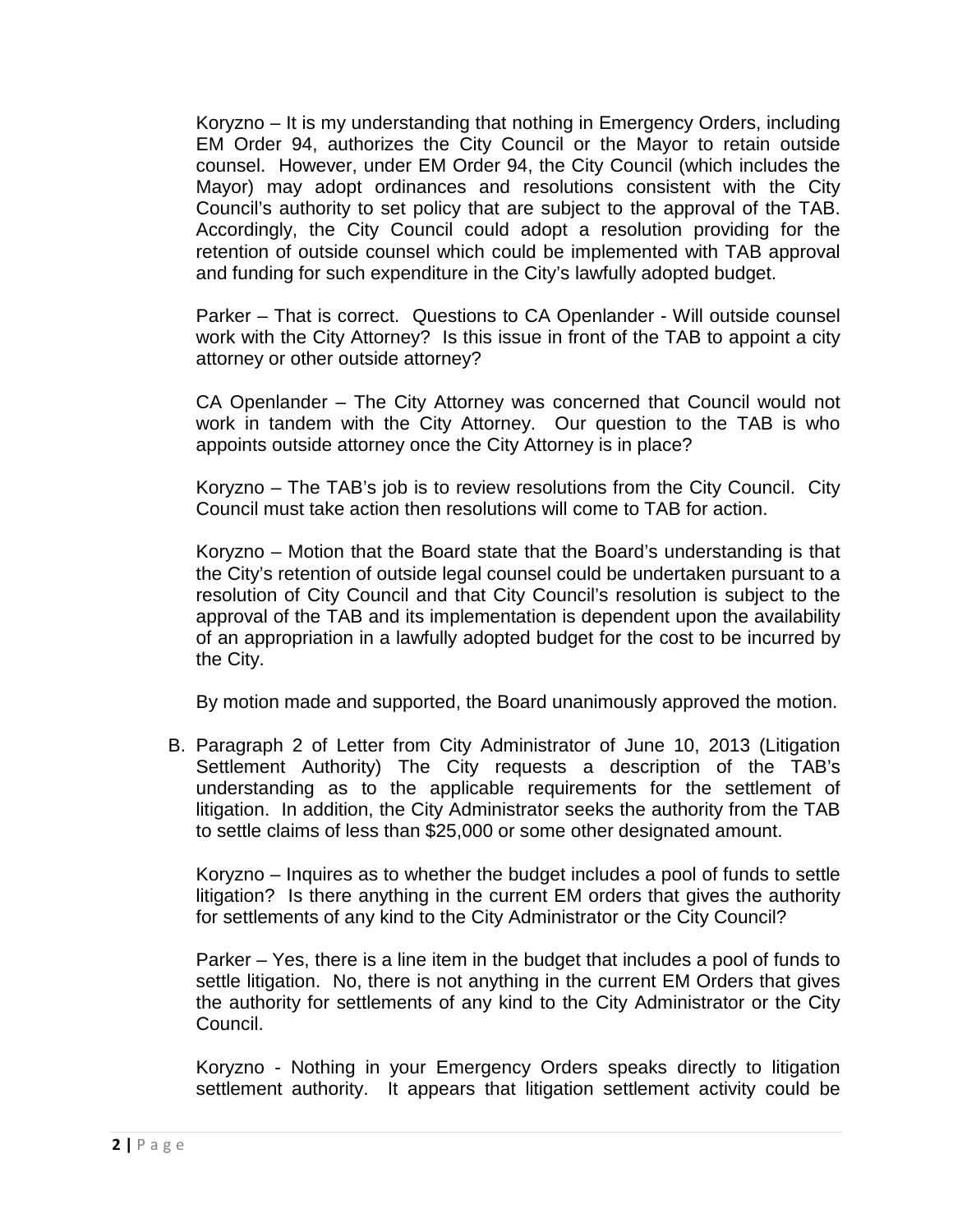Koryzno – It is my understanding that nothing in Emergency Orders, including EM Order 94, authorizes the City Council or the Mayor to retain outside counsel. However, under EM Order 94, the City Council (which includes the Mayor) may adopt ordinances and resolutions consistent with the City Council's authority to set policy that are subject to the approval of the TAB. Accordingly, the City Council could adopt a resolution providing for the retention of outside counsel which could be implemented with TAB approval and funding for such expenditure in the City's lawfully adopted budget.

Parker – That is correct. Questions to CA Openlander - Will outside counsel work with the City Attorney? Is this issue in front of the TAB to appoint a city attorney or other outside attorney?

CA Openlander – The City Attorney was concerned that Council would not work in tandem with the City Attorney. Our question to the TAB is who appoints outside attorney once the City Attorney is in place?

Koryzno – The TAB's job is to review resolutions from the City Council. City Council must take action then resolutions will come to TAB for action.

Koryzno – Motion that the Board state that the Board's understanding is that the City's retention of outside legal counsel could be undertaken pursuant to a resolution of City Council and that City Council's resolution is subject to the approval of the TAB and its implementation is dependent upon the availability of an appropriation in a lawfully adopted budget for the cost to be incurred by the City.

By motion made and supported, the Board unanimously approved the motion.

B. Paragraph 2 of Letter from City Administrator of June 10, 2013 (Litigation Settlement Authority) The City requests a description of the TAB's understanding as to the applicable requirements for the settlement of litigation. In addition, the City Administrator seeks the authority from the TAB to settle claims of less than $25,000 or some other designated amount.

   Koryzno – Inquires as to whether the budget includes a pool of funds to settle litigation? Is there anything in the current EM orders that gives the authority for settlements of any kind to the City Administrator or the City Council?

   Parker – Yes, there is a line item in the budget that includes a pool of funds to settle litigation. No, there is not anything in the current EM Orders that gives the authority for settlements of any kind to the City Administrator or the City Council.

   Koryzno - Nothing in your Emergency Orders speaks directly to litigation settlement authority. It appears that litigation settlement activity could be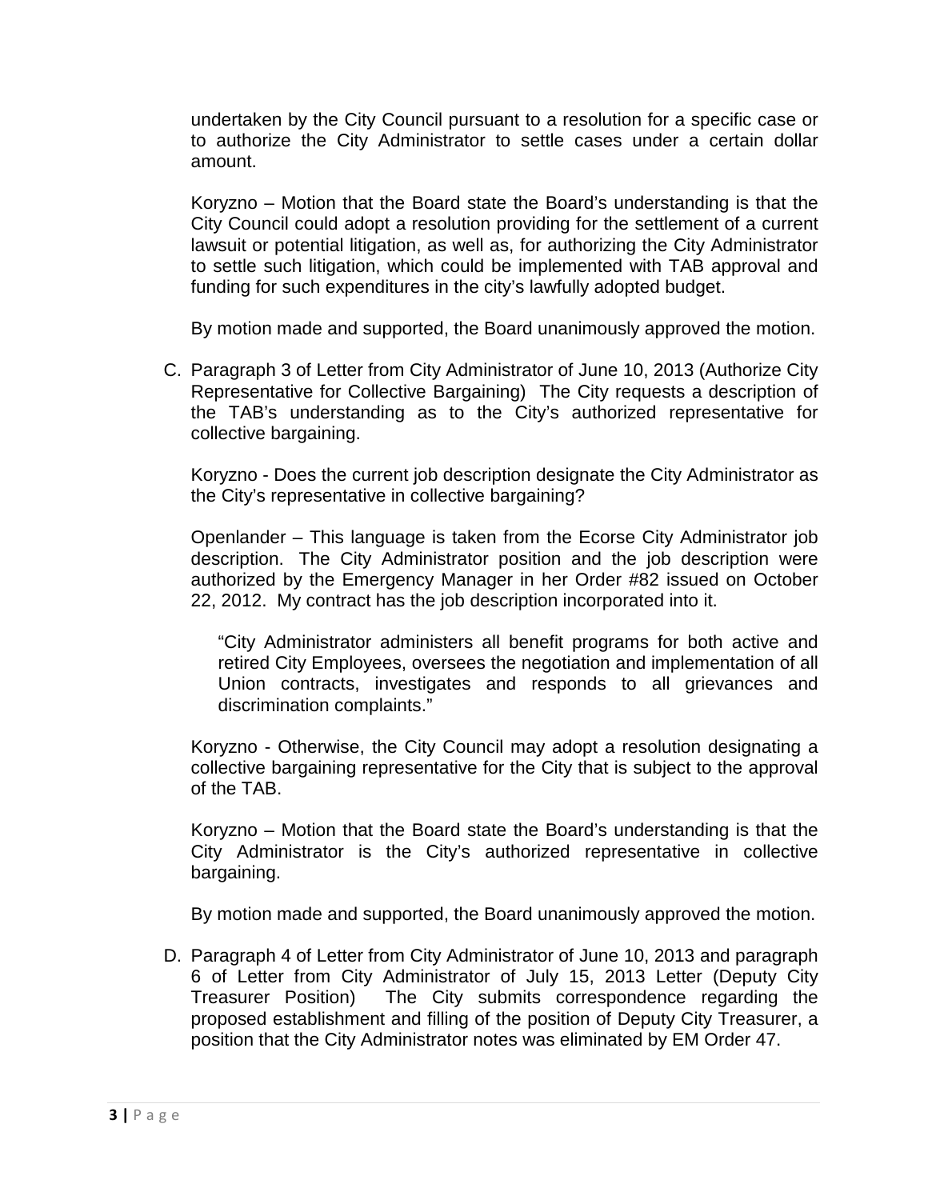undertaken by the City Council pursuant to a resolution for a specific case or to authorize the City Administrator to settle cases under a certain dollar amount.

Koryzno – Motion that the Board state the Board's understanding is that the City Council could adopt a resolution providing for the settlement of a current lawsuit or potential litigation, as well as, for authorizing the City Administrator to settle such litigation, which could be implemented with TAB approval and funding for such expenditures in the city's lawfully adopted budget.

By motion made and supported, the Board unanimously approved the motion.

C. Paragraph 3 of Letter from City Administrator of June 10, 2013 (Authorize City Representative for Collective Bargaining) The City requests a description of the TAB's understanding as to the City's authorized representative for collective bargaining.

Koryzno - Does the current job description designate the City Administrator as the City's representative in collective bargaining?

Openlander – This language is taken from the Ecorse City Administrator job description. The City Administrator position and the job description were authorized by the Emergency Manager in her Order #82 issued on October 22, 2012. My contract has the job description incorporated into it.

> "City Administrator administers all benefit programs for both active and retired City Employees, oversees the negotiation and implementation of all Union contracts, investigates and responds to all grievances and discrimination complaints."

Koryzno - Otherwise, the City Council may adopt a resolution designating a collective bargaining representative for the City that is subject to the approval of the TAB.

Koryzno – Motion that the Board state the Board's understanding is that the City Administrator is the City's authorized representative in collective bargaining.

By motion made and supported, the Board unanimously approved the motion.

D. Paragraph 4 of Letter from City Administrator of June 10, 2013 and paragraph 6 of Letter from City Administrator of July 15, 2013 Letter (Deputy City Treasurer Position) The City submits correspondence regarding the proposed establishment and filling of the position of Deputy City Treasurer, a position that the City Administrator notes was eliminated by EM Order 47.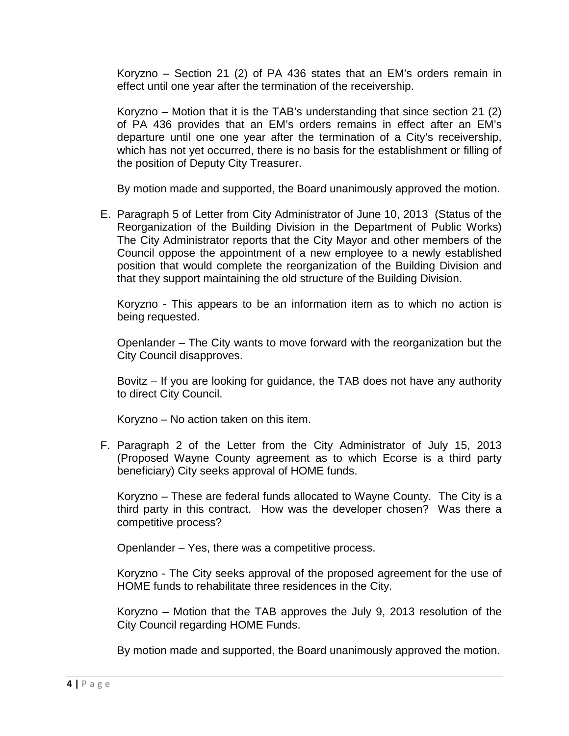Koryzno – Section 21 (2) of PA 436 states that an EM's orders remain in effect until one year after the termination of the receivership.

Koryzno – Motion that it is the TAB's understanding that since section 21 (2) of PA 436 provides that an EM's orders remains in effect after an EM's departure until one one year after the termination of a City's receivership, which has not yet occurred, there is no basis for the establishment or filling of the position of Deputy City Treasurer.

By motion made and supported, the Board unanimously approved the motion.

E. Paragraph 5 of Letter from City Administrator of June 10, 2013 (Status of the Reorganization of the Building Division in the Department of Public Works) The City Administrator reports that the City Mayor and other members of the Council oppose the appointment of a new employee to a newly established position that would complete the reorganization of the Building Division and that they support maintaining the old structure of the Building Division.

   Koryzno - This appears to be an information item as to which no action is being requested.

   Openlander – The City wants to move forward with the reorganization but the City Council disapproves.

   Bovitz – If you are looking for guidance, the TAB does not have any authority to direct City Council.

   Koryzno – No action taken on this item.

F. Paragraph 2 of the Letter from the City Administrator of July 15, 2013 (Proposed Wayne County agreement as to which Ecorse is a third party beneficiary) City seeks approval of HOME funds.

   Koryzno – These are federal funds allocated to Wayne County. The City is a third party in this contract. How was the developer chosen? Was there a competitive process?

   Openlander – Yes, there was a competitive process.

   Koryzno - The City seeks approval of the proposed agreement for the use of HOME funds to rehabilitate three residences in the City.

   Koryzno – Motion that the TAB approves the July 9, 2013 resolution of the City Council regarding HOME Funds.

   By motion made and supported, the Board unanimously approved the motion.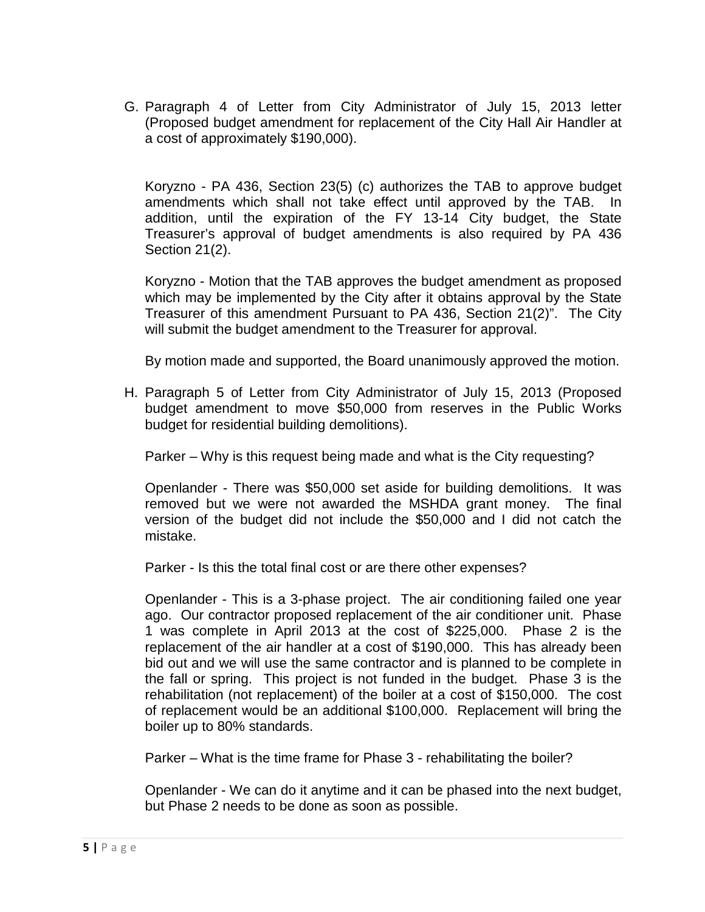G. Paragraph 4 of Letter from City Administrator of July 15, 2013 letter (Proposed budget amendment for replacement of the City Hall Air Handler at a cost of approximately $190,000).

Koryzno - PA 436, Section 23(5) (c) authorizes the TAB to approve budget amendments which shall not take effect until approved by the TAB. In addition, until the expiration of the FY 13-14 City budget, the State Treasurer's approval of budget amendments is also required by PA 436 Section 21(2).

Koryzno - Motion that the TAB approves the budget amendment as proposed which may be implemented by the City after it obtains approval by the State Treasurer of this amendment Pursuant to PA 436, Section 21(2)". The City will submit the budget amendment to the Treasurer for approval.

By motion made and supported, the Board unanimously approved the motion.

H. Paragraph 5 of Letter from City Administrator of July 15, 2013 (Proposed budget amendment to move $50,000 from reserves in the Public Works budget for residential building demolitions).

Parker – Why is this request being made and what is the City requesting?

Openlander - There was $50,000 set aside for building demolitions. It was removed but we were not awarded the MSHDA grant money. The final version of the budget did not include the $50,000 and I did not catch the mistake.

Parker - Is this the total final cost or are there other expenses?

Openlander - This is a 3-phase project. The air conditioning failed one year ago. Our contractor proposed replacement of the air conditioner unit. Phase 1 was complete in April 2013 at the cost of $225,000. Phase 2 is the replacement of the air handler at a cost of $190,000. This has already been bid out and we will use the same contractor and is planned to be complete in the fall or spring. This project is not funded in the budget. Phase 3 is the rehabilitation (not replacement) of the boiler at a cost of $150,000. The cost of replacement would be an additional $100,000. Replacement will bring the boiler up to 80% standards.

Parker – What is the time frame for Phase 3 - rehabilitating the boiler?

Openlander - We can do it anytime and it can be phased into the next budget, but Phase 2 needs to be done as soon as possible.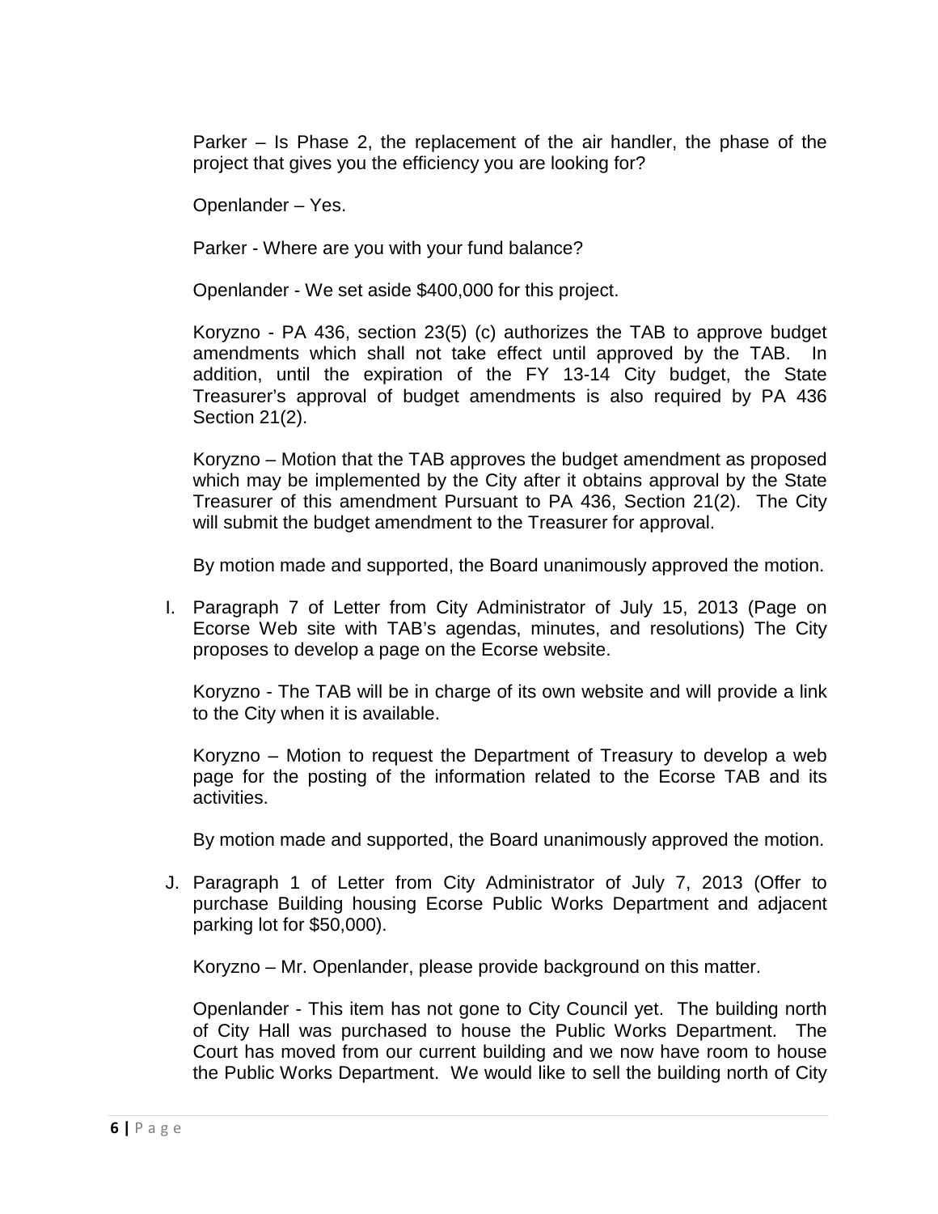Parker – Is Phase 2, the replacement of the air handler, the phase of the project that gives you the efficiency you are looking for?

Openlander – Yes.

Parker - Where are you with your fund balance?

Openlander - We set aside $400,000 for this project.

Koryzno - PA 436, section 23(5) (c) authorizes the TAB to approve budget amendments which shall not take effect until approved by the TAB. In addition, until the expiration of the FY 13-14 City budget, the State Treasurer's approval of budget amendments is also required by PA 436 Section 21(2).

Koryzno – Motion that the TAB approves the budget amendment as proposed which may be implemented by the City after it obtains approval by the State Treasurer of this amendment Pursuant to PA 436, Section 21(2). The City will submit the budget amendment to the Treasurer for approval.

By motion made and supported, the Board unanimously approved the motion.

I. Paragraph 7 of Letter from City Administrator of July 15, 2013 (Page on Ecorse Web site with TAB's agendas, minutes, and resolutions) The City proposes to develop a page on the Ecorse website.

   Koryzno - The TAB will be in charge of its own website and will provide a link to the City when it is available.

   Koryzno – Motion to request the Department of Treasury to develop a web page for the posting of the information related to the Ecorse TAB and its activities.

   By motion made and supported, the Board unanimously approved the motion.

J. Paragraph 1 of Letter from City Administrator of July 7, 2013 (Offer to purchase Building housing Ecorse Public Works Department and adjacent parking lot for $50,000).

   Koryzno – Mr. Openlander, please provide background on this matter.

   Openlander - This item has not gone to City Council yet. The building north of City Hall was purchased to house the Public Works Department. The Court has moved from our current building and we now have room to house the Public Works Department. We would like to sell the building north of City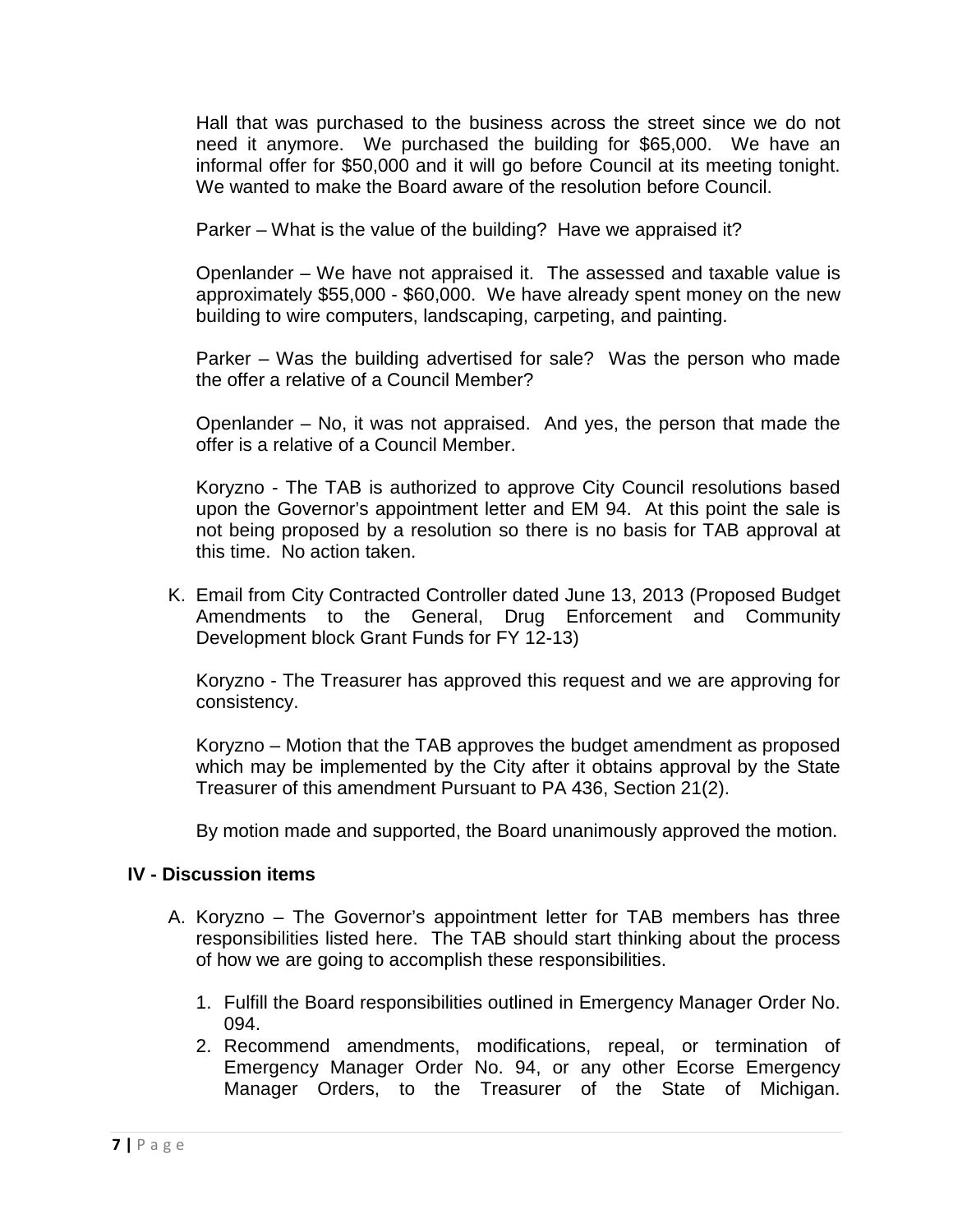Hall that was purchased to the business across the street since we do not need it anymore. We purchased the building for $65,000. We have an informal offer for $50,000 and it will go before Council at its meeting tonight. We wanted to make the Board aware of the resolution before Council.

Parker – What is the value of the building? Have we appraised it?

Openlander – We have not appraised it. The assessed and taxable value is approximately $55,000 - $60,000. We have already spent money on the new building to wire computers, landscaping, carpeting, and painting.

Parker – Was the building advertised for sale? Was the person who made the offer a relative of a Council Member?

Openlander – No, it was not appraised. And yes, the person that made the offer is a relative of a Council Member.

Koryzno - The TAB is authorized to approve City Council resolutions based upon the Governor's appointment letter and EM 94. At this point the sale is not being proposed by a resolution so there is no basis for TAB approval at this time. No action taken.

K. Email from City Contracted Controller dated June 13, 2013 (Proposed Budget Amendments to the General, Drug Enforcement and Community Development block Grant Funds for FY 12-13)

Koryzno - The Treasurer has approved this request and we are approving for consistency.

Koryzno – Motion that the TAB approves the budget amendment as proposed which may be implemented by the City after it obtains approval by the State Treasurer of this amendment Pursuant to PA 436, Section 21(2).

By motion made and supported, the Board unanimously approved the motion.

## IV - Discussion items

A. Koryzno – The Governor's appointment letter for TAB members has three responsibilities listed here. The TAB should start thinking about the process of how we are going to accomplish these responsibilities.

1. Fulfill the Board responsibilities outlined in Emergency Manager Order No. 094.
2. Recommend amendments, modifications, repeal, or termination of Emergency Manager Order No. 94, or any other Ecorse Emergency Manager Orders, to the Treasurer of the State of Michigan.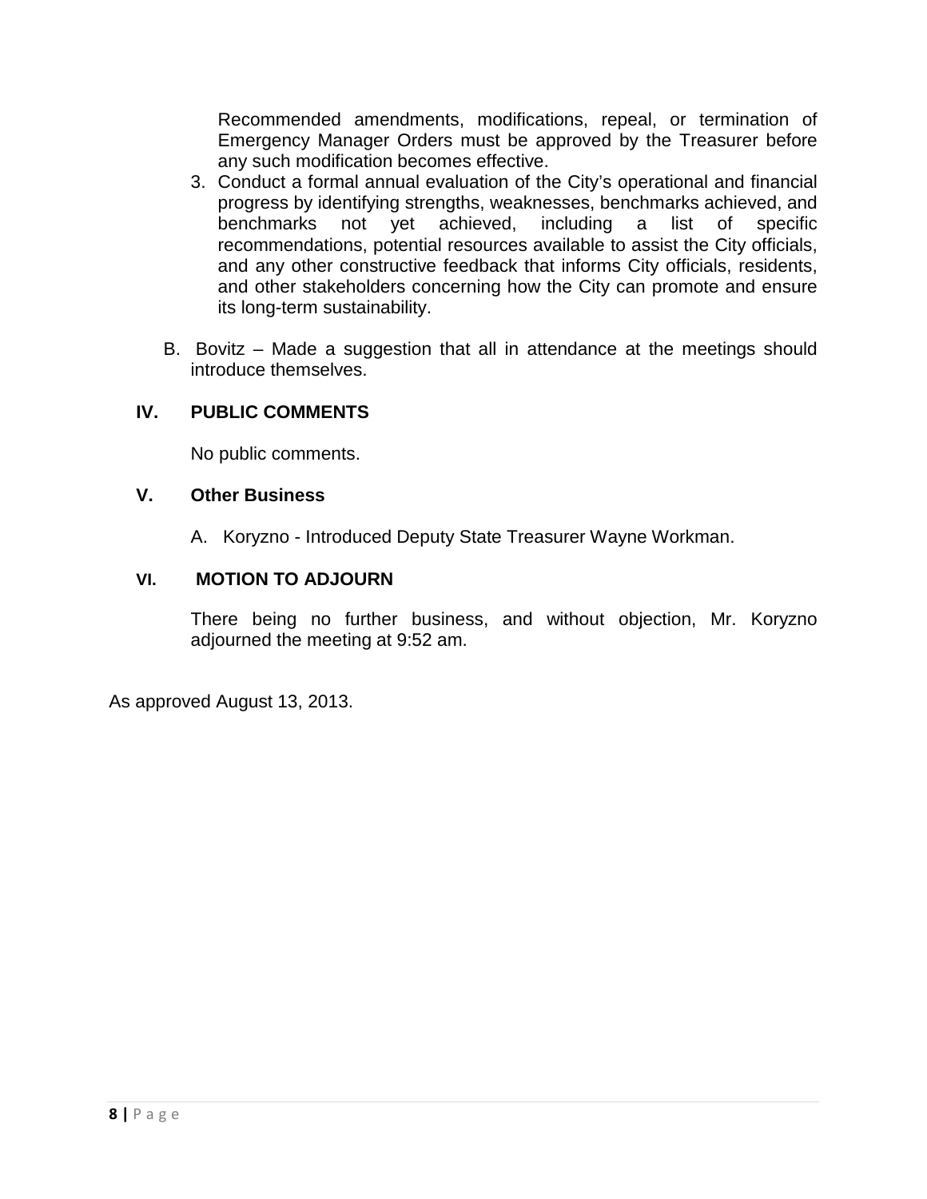Recommended amendments, modifications, repeal, or termination of Emergency Manager Orders must be approved by the Treasurer before any such modification becomes effective.

3. Conduct a formal annual evaluation of the City's operational and financial progress by identifying strengths, weaknesses, benchmarks achieved, and benchmarks not yet achieved, including a list of specific recommendations, potential resources available to assist the City officials, and any other constructive feedback that informs City officials, residents, and other stakeholders concerning how the City can promote and ensure its long-term sustainability.

B. Bovitz – Made a suggestion that all in attendance at the meetings should introduce themselves.

## IV. PUBLIC COMMENTS

No public comments.

## V. Other Business

A. Koryzno - Introduced Deputy State Treasurer Wayne Workman.

## VI. MOTION TO ADJOURN

There being no further business, and without objection, Mr. Koryzno adjourned the meeting at 9:52 am.

As approved August 13, 2013.